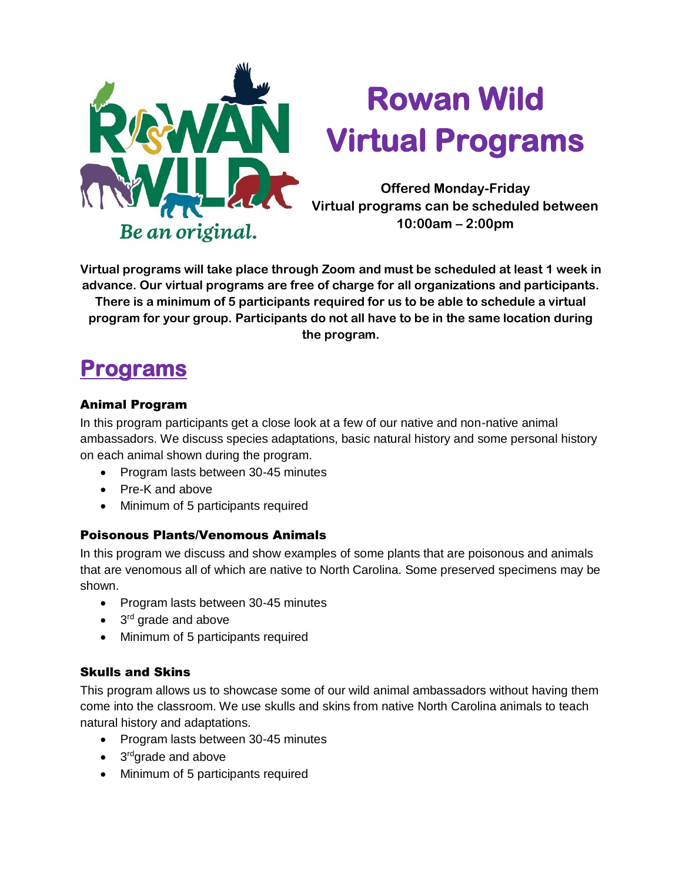# Rowan Wild Virtual Programs

**Offered Monday-Friday**
**Virtual programs can be scheduled between 10:00am – 2:00pm**

**Virtual programs will take place through Zoom and must be scheduled at least 1 week in advance. Our virtual programs are free of charge for all organizations and participants. There is a minimum of 5 participants required for us to be able to schedule a virtual program for your group. Participants do not all have to be in the same location during the program.**

## Programs

### Animal Program

In this program participants get a close look at a few of our native and non-native animal ambassadors. We discuss species adaptations, basic natural history and some personal history on each animal shown during the program.

- Program lasts between 30-45 minutes
- Pre-K and above
- Minimum of 5 participants required

### Poisonous Plants/Venomous Animals

In this program we discuss and show examples of some plants that are poisonous and animals that are venomous all of which are native to North Carolina. Some preserved specimens may be shown.

- Program lasts between 30-45 minutes
- 3rd grade and above
- Minimum of 5 participants required

### Skulls and Skins

This program allows us to showcase some of our wild animal ambassadors without having them come into the classroom. We use skulls and skins from native North Carolina animals to teach natural history and adaptations.

- Program lasts between 30-45 minutes
- 3rd grade and above
- Minimum of 5 participants required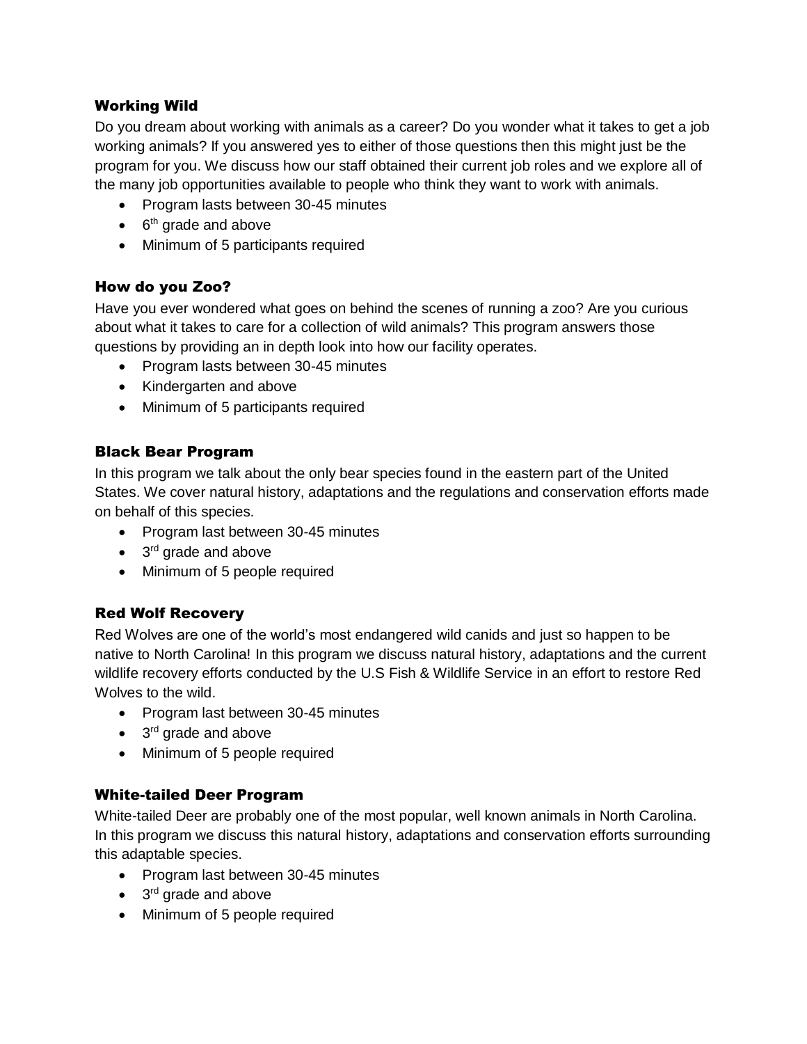### Working Wild

Do you dream about working with animals as a career? Do you wonder what it takes to get a job working animals? If you answered yes to either of those questions then this might just be the program for you. We discuss how our staff obtained their current job roles and we explore all of the many job opportunities available to people who think they want to work with animals.

- Program lasts between 30-45 minutes
- 6th grade and above
- Minimum of 5 participants required

### How do you Zoo?

Have you ever wondered what goes on behind the scenes of running a zoo? Are you curious about what it takes to care for a collection of wild animals? This program answers those questions by providing an in depth look into how our facility operates.

- Program lasts between 30-45 minutes
- Kindergarten and above
- Minimum of 5 participants required

### Black Bear Program

In this program we talk about the only bear species found in the eastern part of the United States. We cover natural history, adaptations and the regulations and conservation efforts made on behalf of this species.

- Program last between 30-45 minutes
- 3rd grade and above
- Minimum of 5 people required

### Red Wolf Recovery

Red Wolves are one of the world's most endangered wild canids and just so happen to be native to North Carolina! In this program we discuss natural history, adaptations and the current wildlife recovery efforts conducted by the U.S Fish & Wildlife Service in an effort to restore Red Wolves to the wild.

- Program last between 30-45 minutes
- 3rd grade and above
- Minimum of 5 people required

### White-tailed Deer Program

White-tailed Deer are probably one of the most popular, well known animals in North Carolina. In this program we discuss this natural history, adaptations and conservation efforts surrounding this adaptable species.

- Program last between 30-45 minutes
- 3rd grade and above
- Minimum of 5 people required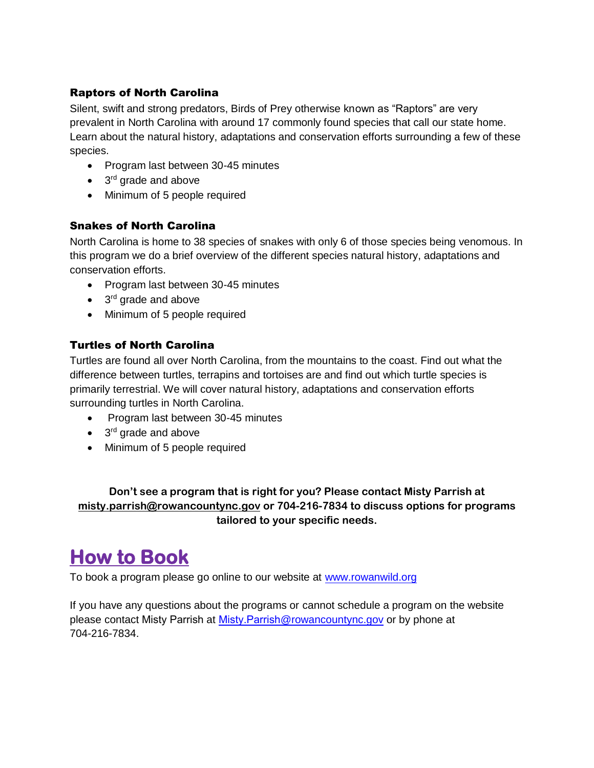### Raptors of North Carolina

Silent, swift and strong predators, Birds of Prey otherwise known as "Raptors" are very prevalent in North Carolina with around 17 commonly found species that call our state home. Learn about the natural history, adaptations and conservation efforts surrounding a few of these species.

- Program last between 30-45 minutes
- 3rd grade and above
- Minimum of 5 people required

### Snakes of North Carolina

North Carolina is home to 38 species of snakes with only 6 of those species being venomous. In this program we do a brief overview of the different species natural history, adaptations and conservation efforts.

- Program last between 30-45 minutes
- 3rd grade and above
- Minimum of 5 people required

### Turtles of North Carolina

Turtles are found all over North Carolina, from the mountains to the coast. Find out what the difference between turtles, terrapins and tortoises are and find out which turtle species is primarily terrestrial. We will cover natural history, adaptations and conservation efforts surrounding turtles in North Carolina.

- Program last between 30-45 minutes
- 3rd grade and above
- Minimum of 5 people required

**Don't see a program that is right for you? Please contact Misty Parrish at misty.parrish@rowancountync.gov or 704-216-7834 to discuss options for programs tailored to your specific needs.**

## How to Book

To book a program please go online to our website at www.rowanwild.org

If you have any questions about the programs or cannot schedule a program on the website please contact Misty Parrish at Misty.Parrish@rowancountync.gov or by phone at 704-216-7834.